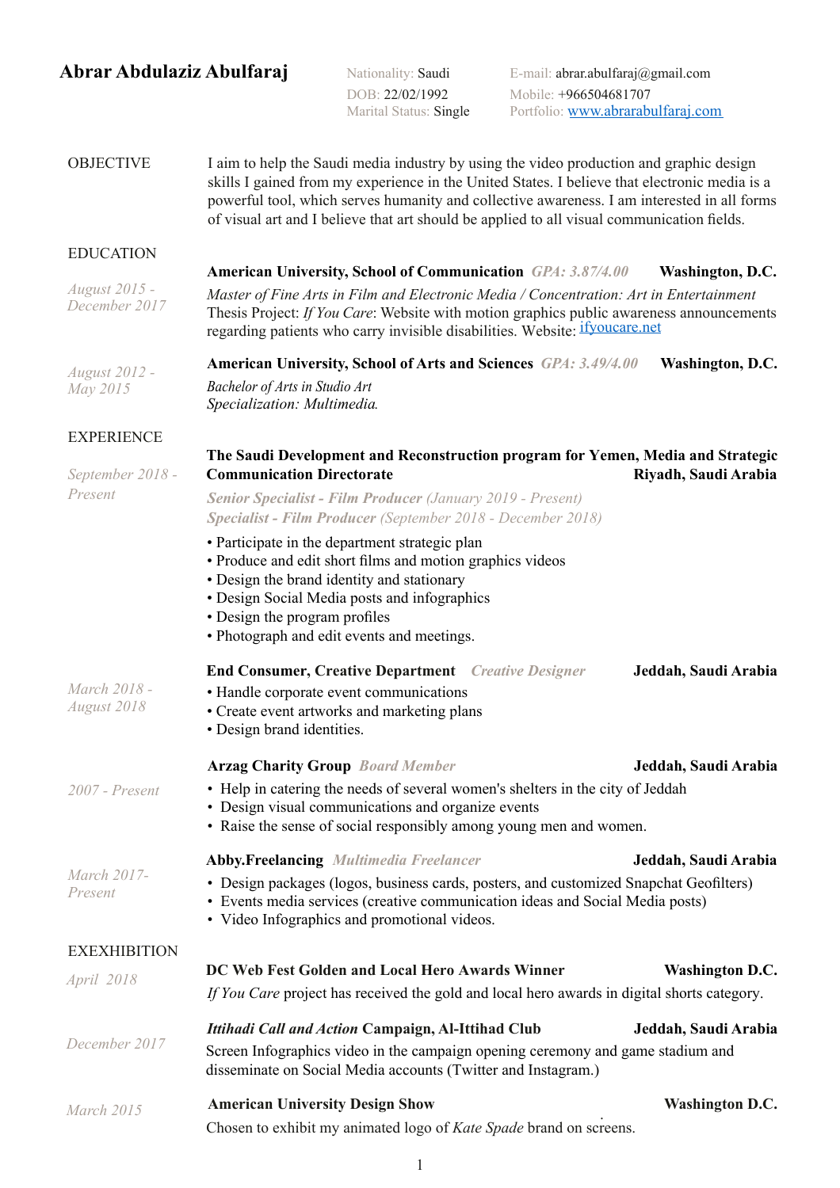# Abrar Abdulaziz Abulfaraj

Nationality: Saudi
DOB: 22/02/1992
Marital Status: Single

E-mail: abrar.abulfaraj@gmail.com
Mobile: +966504681707
Portfolio: [www.abrarabulfaraj.com](http://www.abrarabulfaraj.com)

## OBJECTIVE

I aim to help the Saudi media industry by using the video production and graphic design skills I gained from my experience in the United States. I believe that electronic media is a powerful tool, which serves humanity and collective awareness. I am interested in all forms of visual art and I believe that art should be applied to all visual communication fields.

## EDUCATION

*August 2015 - December 2017*

**American University, School of Communication** *GPA: 3.87/4.00* **Washington, D.C.**

*Master of Fine Arts in Film and Electronic Media / Concentration: Art in Entertainment*
Thesis Project: *If You Care*: Website with motion graphics public awareness announcements regarding patients who carry invisible disabilities. Website: [ifyoucare.net](http://ifyoucare.net)

*August 2012 - May 2015*

**American University, School of Arts and Sciences** *GPA: 3.49/4.00* **Washington, D.C.**

*Bachelor of Arts in Studio Art*
*Specialization: Multimedia.*

## EXPERIENCE

*September 2018 - Present*

**The Saudi Development and Reconstruction program for Yemen, Media and Strategic Communication Directorate** **Riyadh, Saudi Arabia**

***Senior Specialist - Film Producer*** *(January 2019 - Present)*
***Specialist - Film Producer*** *(September 2018 - December 2018)*

- Participate in the department strategic plan
- Produce and edit short films and motion graphics videos
- Design the brand identity and stationary
- Design Social Media posts and infographics
- Design the program profiles
- Photograph and edit events and meetings.

*March 2018 - August 2018*

**End Consumer, Creative Department** *Creative Designer* **Jeddah, Saudi Arabia**

- Handle corporate event communications
- Create event artworks and marketing plans
- Design brand identities.

*2007 - Present*

**Arzag Charity Group** *Board Member* **Jeddah, Saudi Arabia**

- Help in catering the needs of several women's shelters in the city of Jeddah
- Design visual communications and organize events
- Raise the sense of social responsibly among young men and women.

*March 2017- Present*

**Abby.Freelancing** *Multimedia Freelancer* **Jeddah, Saudi Arabia**

- Design packages (logos, business cards, posters, and customized Snapchat Geofilters)
- Events media services (creative communication ideas and Social Media posts)
- Video Infographics and promotional videos.

## EXEXHIBITION

*April 2018*

**DC Web Fest Golden and Local Hero Awards Winner** **Washington D.C.**

*If You Care* project has received the gold and local hero awards in digital shorts category.

*December 2017*

***Ittihadi Call and Action* Campaign, Al-Ittihad Club** **Jeddah, Saudi Arabia**

Screen Infographics video in the campaign opening ceremony and game stadium and disseminate on Social Media accounts (Twitter and Instagram.)

*March 2015*

**American University Design Show** **Washington D.C.**

Chosen to exhibit my animated logo of *Kate Spade* brand on screens.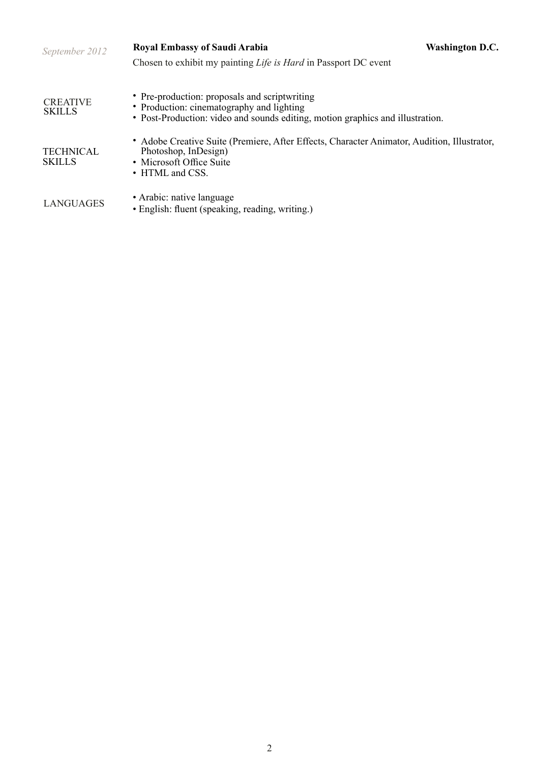*September 2012* **Royal Embassy of Saudi Arabia** **Washington D.C.**

Chosen to exhibit my painting *Life is Hard* in Passport DC event

CREATIVE SKILLS

- Pre-production: proposals and scriptwriting
- Production: cinematography and lighting
- Post-Production: video and sounds editing, motion graphics and illustration.

TECHNICAL SKILLS

- Adobe Creative Suite (Premiere, After Effects, Character Animator, Audition, Illustrator, Photoshop, InDesign)
- Microsoft Office Suite
- HTML and CSS.

LANGUAGES

- Arabic: native language
- English: fluent (speaking, reading, writing.)